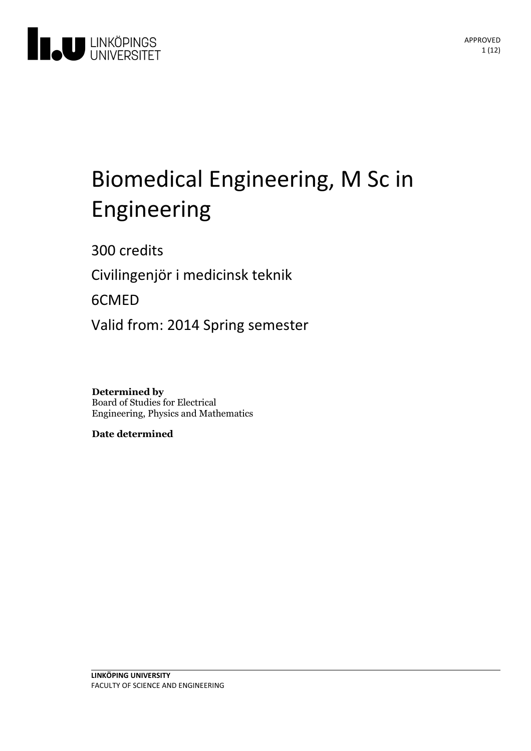# Biomedical Engineering, M Sc in Engineering

300 credits

Civilingenjör i medicinsk teknik

6CMED

Valid from: 2014 Spring semester

**Determined by**
Board of Studies for Electrical Engineering, Physics and Mathematics

**Date determined**

**LINKÖPING UNIVERSITY**
FACULTY OF SCIENCE AND ENGINEERING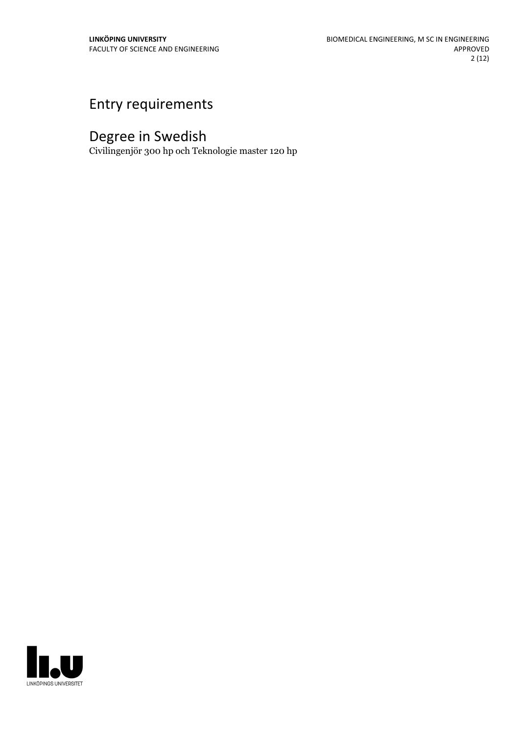# Entry requirements

# Degree in Swedish

Civilingenjör 300 hp och Teknologie master 120 hp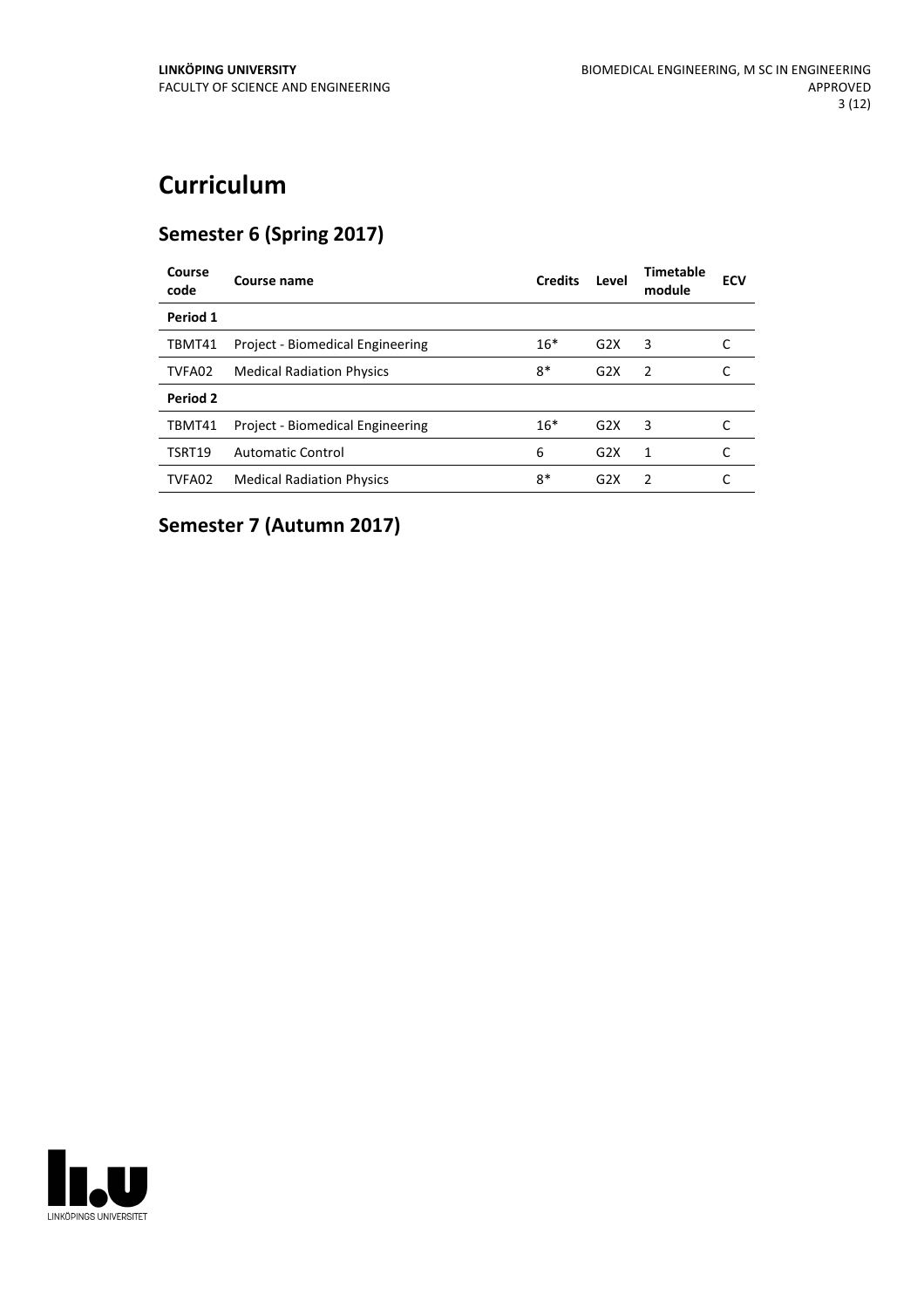# Curriculum

## Semester 6 (Spring 2017)

| Course code | Course name | Credits | Level | Timetable module | ECV |
|---|---|---|---|---|---|
| **Period 1** | | | | | |
| TBMT41 | Project - Biomedical Engineering | 16* | G2X | 3 | C |
| TVFA02 | Medical Radiation Physics | 8* | G2X | 2 | C |
| **Period 2** | | | | | |
| TBMT41 | Project - Biomedical Engineering | 16* | G2X | 3 | C |
| TSRT19 | Automatic Control | 6 | G2X | 1 | C |
| TVFA02 | Medical Radiation Physics | 8* | G2X | 2 | C |

## Semester 7 (Autumn 2017)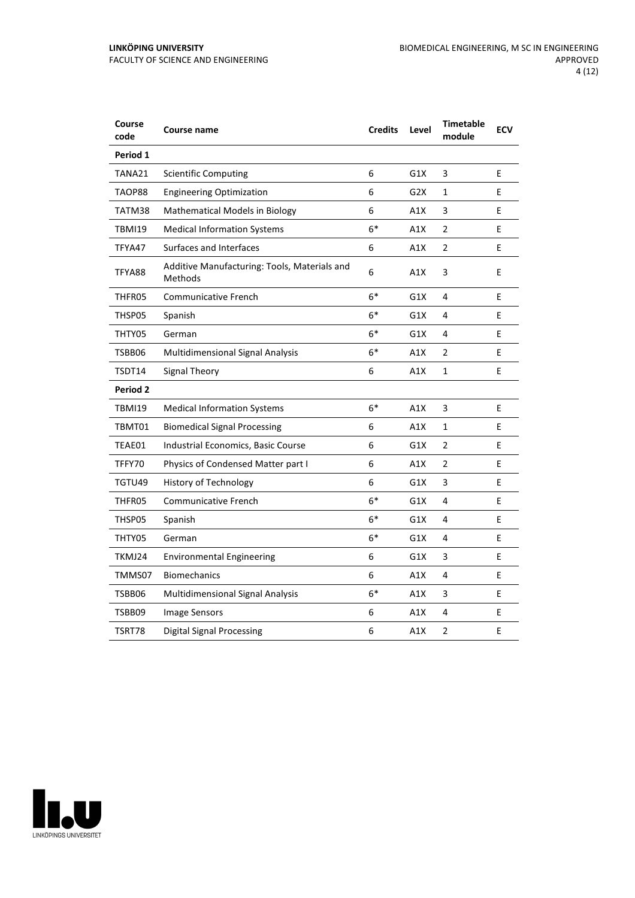| Course code | Course name | Credits | Level | Timetable module | ECV |
|---|---|---|---|---|---|
| **Period 1** | | | | | |
| TANA21 | Scientific Computing | 6 | G1X | 3 | E |
| TAOP88 | Engineering Optimization | 6 | G2X | 1 | E |
| TATM38 | Mathematical Models in Biology | 6 | A1X | 3 | E |
| TBMI19 | Medical Information Systems | 6* | A1X | 2 | E |
| TFYA47 | Surfaces and Interfaces | 6 | A1X | 2 | E |
| TFYA88 | Additive Manufacturing: Tools, Materials and Methods | 6 | A1X | 3 | E |
| THFR05 | Communicative French | 6* | G1X | 4 | E |
| THSP05 | Spanish | 6* | G1X | 4 | E |
| THTY05 | German | 6* | G1X | 4 | E |
| TSBB06 | Multidimensional Signal Analysis | 6* | A1X | 2 | E |
| TSDT14 | Signal Theory | 6 | A1X | 1 | E |
| **Period 2** | | | | | |
| TBMI19 | Medical Information Systems | 6* | A1X | 3 | E |
| TBMT01 | Biomedical Signal Processing | 6 | A1X | 1 | E |
| TEAE01 | Industrial Economics, Basic Course | 6 | G1X | 2 | E |
| TFFY70 | Physics of Condensed Matter part I | 6 | A1X | 2 | E |
| TGTU49 | History of Technology | 6 | G1X | 3 | E |
| THFR05 | Communicative French | 6* | G1X | 4 | E |
| THSP05 | Spanish | 6* | G1X | 4 | E |
| THTY05 | German | 6* | G1X | 4 | E |
| TKMJ24 | Environmental Engineering | 6 | G1X | 3 | E |
| TMMS07 | Biomechanics | 6 | A1X | 4 | E |
| TSBB06 | Multidimensional Signal Analysis | 6* | A1X | 3 | E |
| TSBB09 | Image Sensors | 6 | A1X | 4 | E |
| TSRT78 | Digital Signal Processing | 6 | A1X | 2 | E |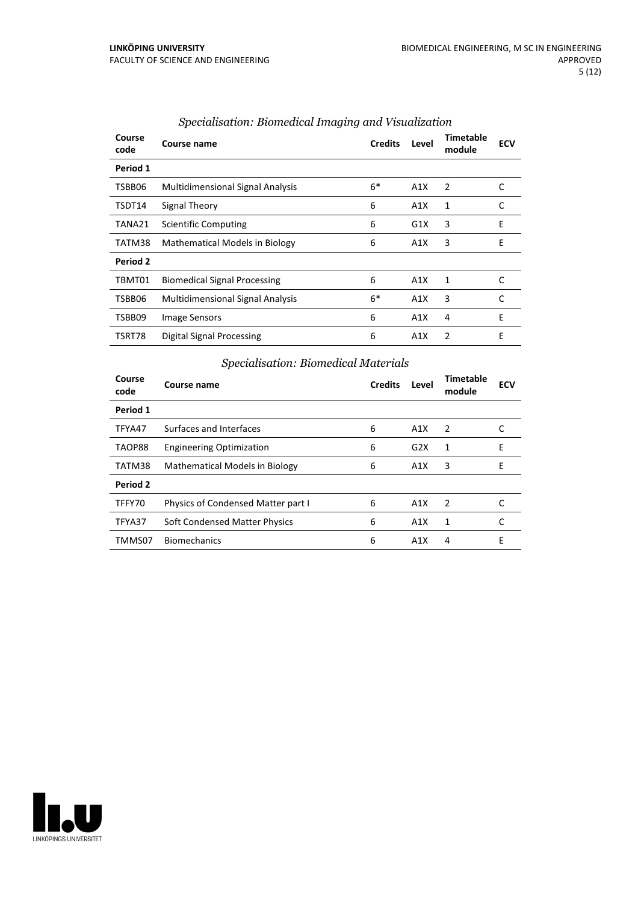### *Specialisation: Biomedical Imaging and Visualization*

| Course code | Course name | Credits | Level | Timetable module | ECV |
|---|---|---|---|---|---|
| **Period 1** | | | | | |
| TSBB06 | Multidimensional Signal Analysis | 6* | A1X | 2 | C |
| TSDT14 | Signal Theory | 6 | A1X | 1 | C |
| TANA21 | Scientific Computing | 6 | G1X | 3 | E |
| TATM38 | Mathematical Models in Biology | 6 | A1X | 3 | E |
| **Period 2** | | | | | |
| TBMT01 | Biomedical Signal Processing | 6 | A1X | 1 | C |
| TSBB06 | Multidimensional Signal Analysis | 6* | A1X | 3 | C |
| TSBB09 | Image Sensors | 6 | A1X | 4 | E |
| TSRT78 | Digital Signal Processing | 6 | A1X | 2 | E |

### *Specialisation: Biomedical Materials*

| Course code | Course name | Credits | Level | Timetable module | ECV |
|---|---|---|---|---|---|
| **Period 1** | | | | | |
| TFYA47 | Surfaces and Interfaces | 6 | A1X | 2 | C |
| TAOP88 | Engineering Optimization | 6 | G2X | 1 | E |
| TATM38 | Mathematical Models in Biology | 6 | A1X | 3 | E |
| **Period 2** | | | | | |
| TFFY70 | Physics of Condensed Matter part I | 6 | A1X | 2 | C |
| TFYA37 | Soft Condensed Matter Physics | 6 | A1X | 1 | C |
| TMMS07 | Biomechanics | 6 | A1X | 4 | E |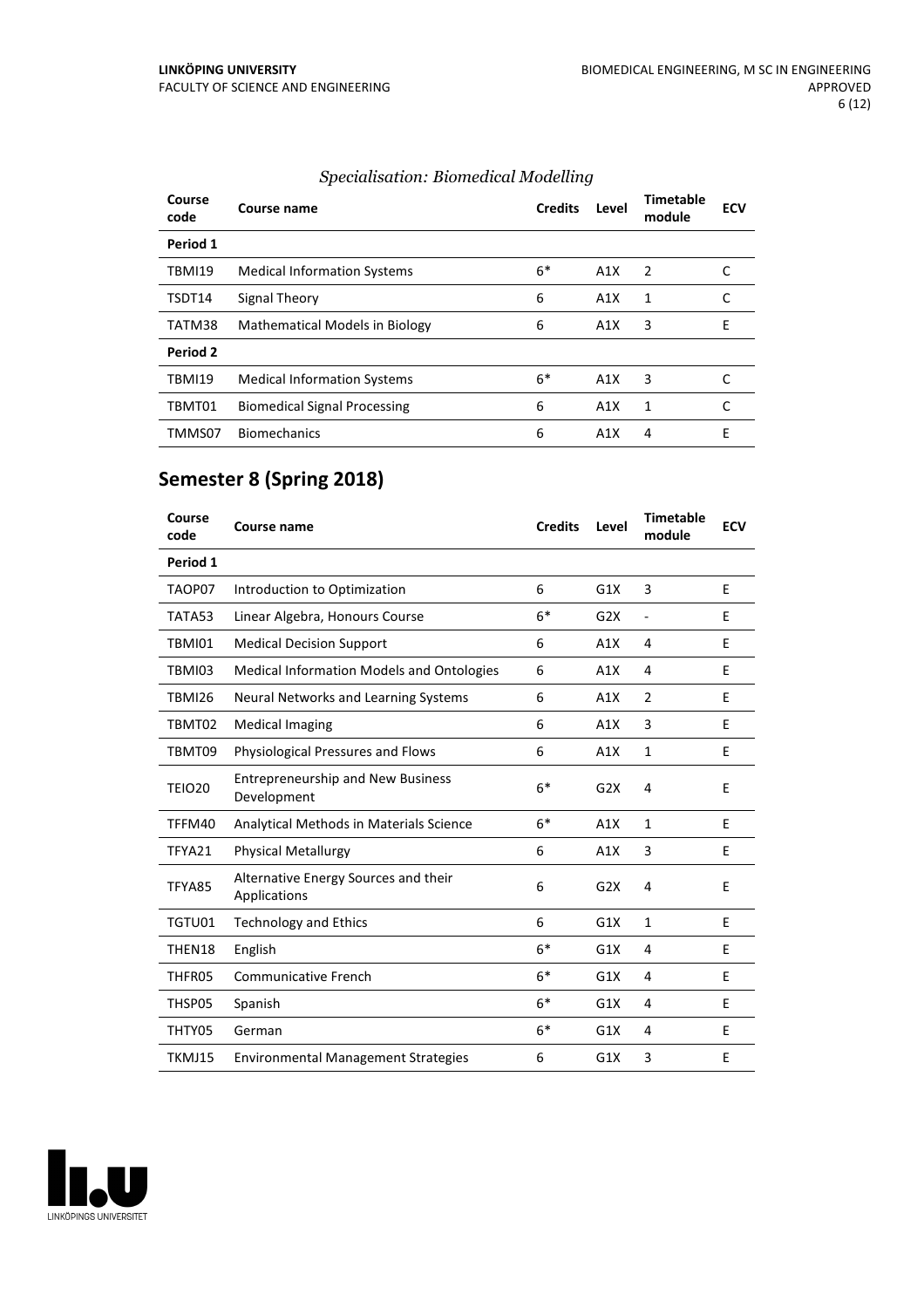### *Specialisation: Biomedical Modelling*

| Course code | Course name | Credits | Level | Timetable module | ECV |
|---|---|---|---|---|---|
| **Period 1** | | | | | |
| TBMI19 | Medical Information Systems | 6* | A1X | 2 | C |
| TSDT14 | Signal Theory | 6 | A1X | 1 | C |
| TATM38 | Mathematical Models in Biology | 6 | A1X | 3 | E |
| **Period 2** | | | | | |
| TBMI19 | Medical Information Systems | 6* | A1X | 3 | C |
| TBMT01 | Biomedical Signal Processing | 6 | A1X | 1 | C |
| TMMS07 | Biomechanics | 6 | A1X | 4 | E |

## Semester 8 (Spring 2018)

| Course code | Course name | Credits | Level | Timetable module | ECV |
|---|---|---|---|---|---|
| **Period 1** | | | | | |
| TAOP07 | Introduction to Optimization | 6 | G1X | 3 | E |
| TATA53 | Linear Algebra, Honours Course | 6* | G2X | - | E |
| TBMI01 | Medical Decision Support | 6 | A1X | 4 | E |
| TBMI03 | Medical Information Models and Ontologies | 6 | A1X | 4 | E |
| TBMI26 | Neural Networks and Learning Systems | 6 | A1X | 2 | E |
| TBMT02 | Medical Imaging | 6 | A1X | 3 | E |
| TBMT09 | Physiological Pressures and Flows | 6 | A1X | 1 | E |
| TEIO20 | Entrepreneurship and New Business Development | 6* | G2X | 4 | E |
| TFFM40 | Analytical Methods in Materials Science | 6* | A1X | 1 | E |
| TFYA21 | Physical Metallurgy | 6 | A1X | 3 | E |
| TFYA85 | Alternative Energy Sources and their Applications | 6 | G2X | 4 | E |
| TGTU01 | Technology and Ethics | 6 | G1X | 1 | E |
| THEN18 | English | 6* | G1X | 4 | E |
| THFR05 | Communicative French | 6* | G1X | 4 | E |
| THSP05 | Spanish | 6* | G1X | 4 | E |
| THTY05 | German | 6* | G1X | 4 | E |
| TKMJ15 | Environmental Management Strategies | 6 | G1X | 3 | E |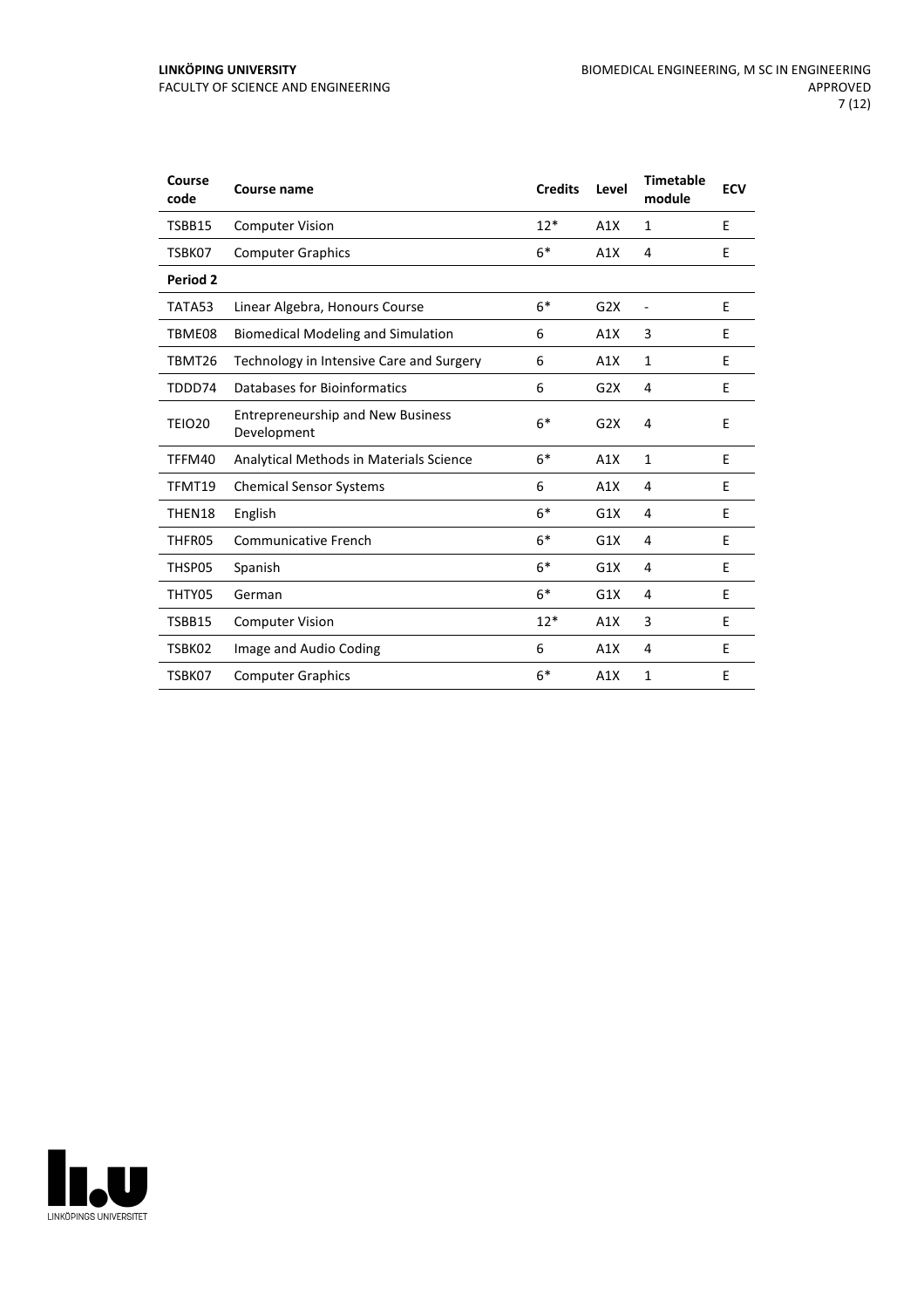| Course code | Course name | Credits | Level | Timetable module | ECV |
|---|---|---|---|---|---|
| TSBB15 | Computer Vision | 12* | A1X | 1 | E |
| TSBK07 | Computer Graphics | 6* | A1X | 4 | E |
| **Period 2** | | | | | |
| TATA53 | Linear Algebra, Honours Course | 6* | G2X | - | E |
| TBME08 | Biomedical Modeling and Simulation | 6 | A1X | 3 | E |
| TBMT26 | Technology in Intensive Care and Surgery | 6 | A1X | 1 | E |
| TDDD74 | Databases for Bioinformatics | 6 | G2X | 4 | E |
| TEIO20 | Entrepreneurship and New Business Development | 6* | G2X | 4 | E |
| TFFM40 | Analytical Methods in Materials Science | 6* | A1X | 1 | E |
| TFMT19 | Chemical Sensor Systems | 6 | A1X | 4 | E |
| THEN18 | English | 6* | G1X | 4 | E |
| THFR05 | Communicative French | 6* | G1X | 4 | E |
| THSP05 | Spanish | 6* | G1X | 4 | E |
| THTY05 | German | 6* | G1X | 4 | E |
| TSBB15 | Computer Vision | 12* | A1X | 3 | E |
| TSBK02 | Image and Audio Coding | 6 | A1X | 4 | E |
| TSBK07 | Computer Graphics | 6* | A1X | 1 | E |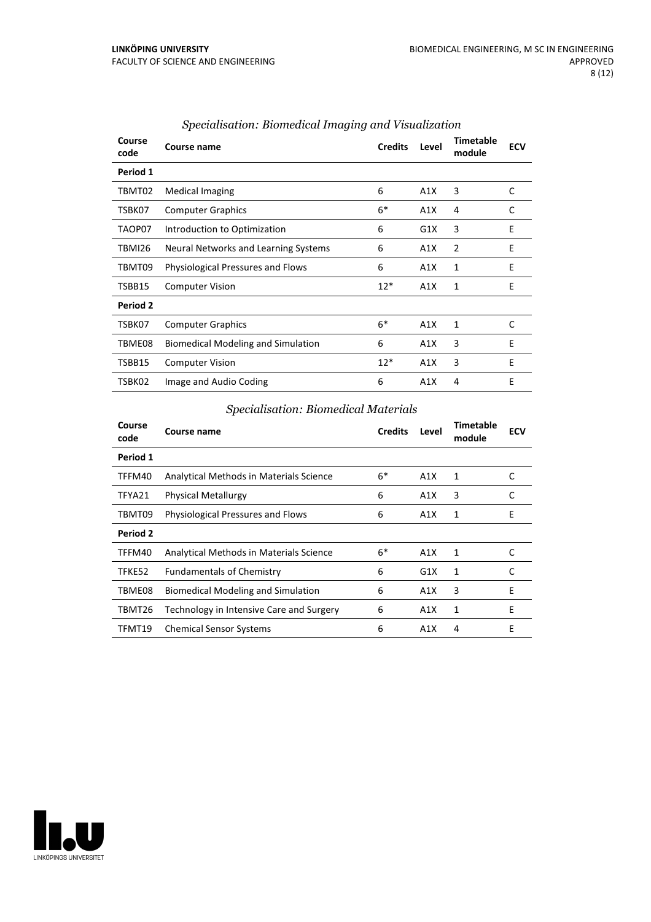### *Specialisation: Biomedical Imaging and Visualization*

| Course code | Course name | Credits | Level | Timetable module | ECV |
|---|---|---|---|---|---|
| **Period 1** | | | | | |
| TBMT02 | Medical Imaging | 6 | A1X | 3 | C |
| TSBK07 | Computer Graphics | 6* | A1X | 4 | C |
| TAOP07 | Introduction to Optimization | 6 | G1X | 3 | E |
| TBMI26 | Neural Networks and Learning Systems | 6 | A1X | 2 | E |
| TBMT09 | Physiological Pressures and Flows | 6 | A1X | 1 | E |
| TSBB15 | Computer Vision | 12* | A1X | 1 | E |
| **Period 2** | | | | | |
| TSBK07 | Computer Graphics | 6* | A1X | 1 | C |
| TBME08 | Biomedical Modeling and Simulation | 6 | A1X | 3 | E |
| TSBB15 | Computer Vision | 12* | A1X | 3 | E |
| TSBK02 | Image and Audio Coding | 6 | A1X | 4 | E |

### *Specialisation: Biomedical Materials*

| Course code | Course name | Credits | Level | Timetable module | ECV |
|---|---|---|---|---|---|
| **Period 1** | | | | | |
| TFFM40 | Analytical Methods in Materials Science | 6* | A1X | 1 | C |
| TFYA21 | Physical Metallurgy | 6 | A1X | 3 | C |
| TBMT09 | Physiological Pressures and Flows | 6 | A1X | 1 | E |
| **Period 2** | | | | | |
| TFFM40 | Analytical Methods in Materials Science | 6* | A1X | 1 | C |
| TFKE52 | Fundamentals of Chemistry | 6 | G1X | 1 | C |
| TBME08 | Biomedical Modeling and Simulation | 6 | A1X | 3 | E |
| TBMT26 | Technology in Intensive Care and Surgery | 6 | A1X | 1 | E |
| TFMT19 | Chemical Sensor Systems | 6 | A1X | 4 | E |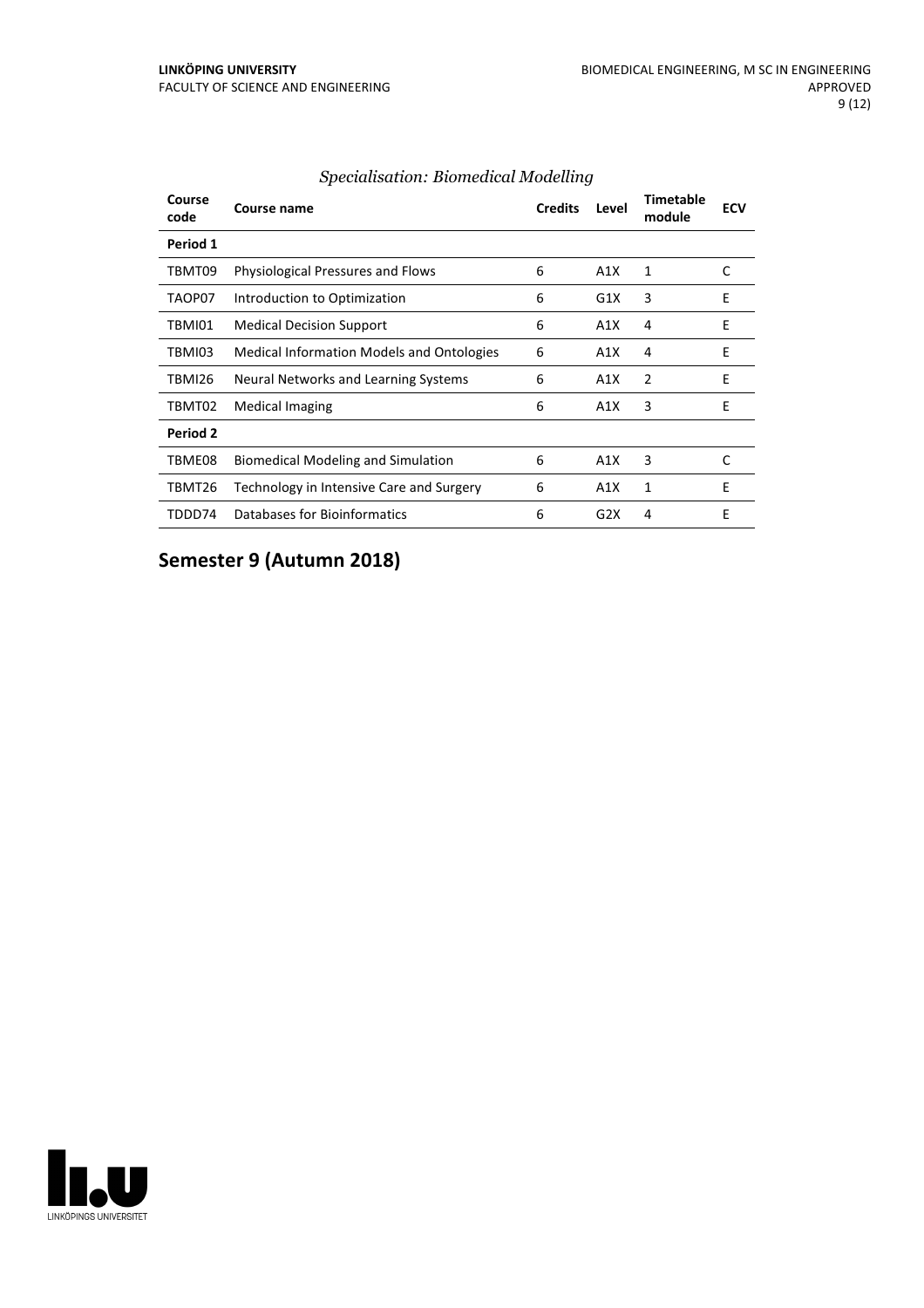*Specialisation: Biomedical Modelling*

| Course code | Course name | Credits | Level | Timetable module | ECV |
|---|---|---|---|---|---|
| **Period 1** | | | | | |
| TBMT09 | Physiological Pressures and Flows | 6 | A1X | 1 | C |
| TAOP07 | Introduction to Optimization | 6 | G1X | 3 | E |
| TBMI01 | Medical Decision Support | 6 | A1X | 4 | E |
| TBMI03 | Medical Information Models and Ontologies | 6 | A1X | 4 | E |
| TBMI26 | Neural Networks and Learning Systems | 6 | A1X | 2 | E |
| TBMT02 | Medical Imaging | 6 | A1X | 3 | E |
| **Period 2** | | | | | |
| TBME08 | Biomedical Modeling and Simulation | 6 | A1X | 3 | C |
| TBMT26 | Technology in Intensive Care and Surgery | 6 | A1X | 1 | E |
| TDDD74 | Databases for Bioinformatics | 6 | G2X | 4 | E |

## Semester 9 (Autumn 2018)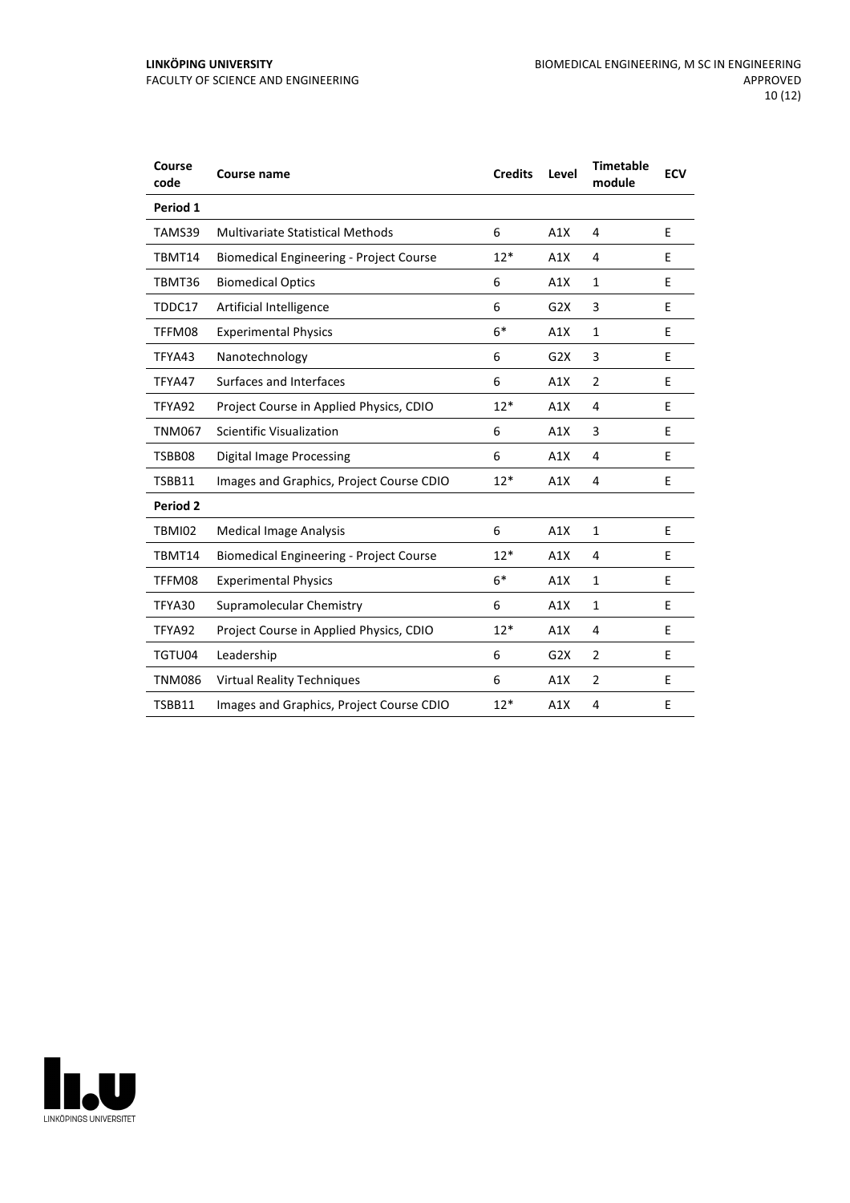| Course code | Course name | Credits | Level | Timetable module | ECV |
| --- | --- | --- | --- | --- | --- |
| **Period 1** | | | | | |
| TAMS39 | Multivariate Statistical Methods | 6 | A1X | 4 | E |
| TBMT14 | Biomedical Engineering - Project Course | 12* | A1X | 4 | E |
| TBMT36 | Biomedical Optics | 6 | A1X | 1 | E |
| TDDC17 | Artificial Intelligence | 6 | G2X | 3 | E |
| TFFM08 | Experimental Physics | 6* | A1X | 1 | E |
| TFYA43 | Nanotechnology | 6 | G2X | 3 | E |
| TFYA47 | Surfaces and Interfaces | 6 | A1X | 2 | E |
| TFYA92 | Project Course in Applied Physics, CDIO | 12* | A1X | 4 | E |
| TNM067 | Scientific Visualization | 6 | A1X | 3 | E |
| TSBB08 | Digital Image Processing | 6 | A1X | 4 | E |
| TSBB11 | Images and Graphics, Project Course CDIO | 12* | A1X | 4 | E |
| **Period 2** | | | | | |
| TBMI02 | Medical Image Analysis | 6 | A1X | 1 | E |
| TBMT14 | Biomedical Engineering - Project Course | 12* | A1X | 4 | E |
| TFFM08 | Experimental Physics | 6* | A1X | 1 | E |
| TFYA30 | Supramolecular Chemistry | 6 | A1X | 1 | E |
| TFYA92 | Project Course in Applied Physics, CDIO | 12* | A1X | 4 | E |
| TGTU04 | Leadership | 6 | G2X | 2 | E |
| TNM086 | Virtual Reality Techniques | 6 | A1X | 2 | E |
| TSBB11 | Images and Graphics, Project Course CDIO | 12* | A1X | 4 | E |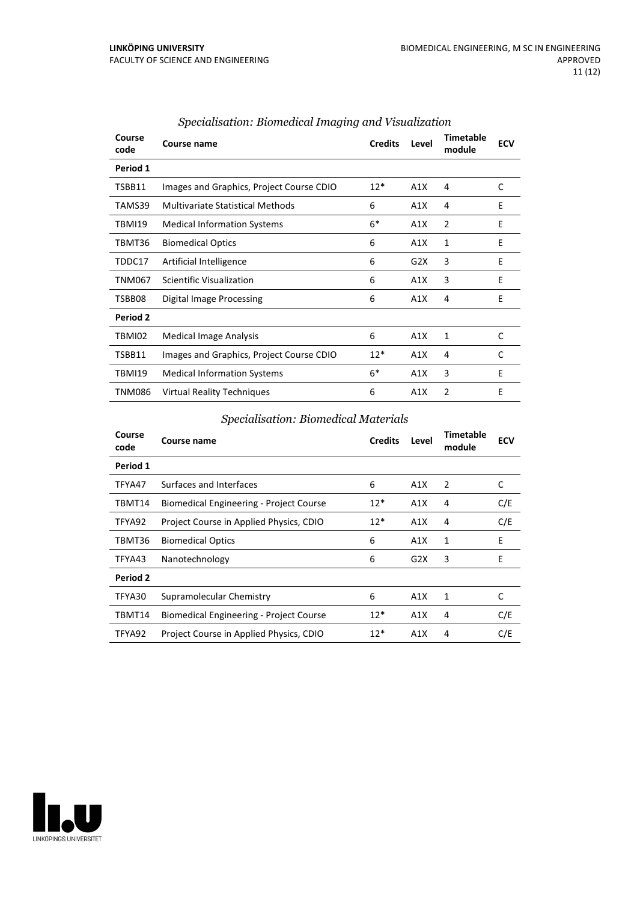### *Specialisation: Biomedical Imaging and Visualization*

| Course code | Course name | Credits | Level | Timetable module | ECV |
|---|---|---|---|---|---|
| **Period 1** | | | | | |
| TSBB11 | Images and Graphics, Project Course CDIO | 12* | A1X | 4 | C |
| TAMS39 | Multivariate Statistical Methods | 6 | A1X | 4 | E |
| TBMI19 | Medical Information Systems | 6* | A1X | 2 | E |
| TBMT36 | Biomedical Optics | 6 | A1X | 1 | E |
| TDDC17 | Artificial Intelligence | 6 | G2X | 3 | E |
| TNM067 | Scientific Visualization | 6 | A1X | 3 | E |
| TSBB08 | Digital Image Processing | 6 | A1X | 4 | E |
| **Period 2** | | | | | |
| TBMI02 | Medical Image Analysis | 6 | A1X | 1 | C |
| TSBB11 | Images and Graphics, Project Course CDIO | 12* | A1X | 4 | C |
| TBMI19 | Medical Information Systems | 6* | A1X | 3 | E |
| TNM086 | Virtual Reality Techniques | 6 | A1X | 2 | E |

### *Specialisation: Biomedical Materials*

| Course code | Course name | Credits | Level | Timetable module | ECV |
|---|---|---|---|---|---|
| **Period 1** | | | | | |
| TFYA47 | Surfaces and Interfaces | 6 | A1X | 2 | C |
| TBMT14 | Biomedical Engineering - Project Course | 12* | A1X | 4 | C/E |
| TFYA92 | Project Course in Applied Physics, CDIO | 12* | A1X | 4 | C/E |
| TBMT36 | Biomedical Optics | 6 | A1X | 1 | E |
| TFYA43 | Nanotechnology | 6 | G2X | 3 | E |
| **Period 2** | | | | | |
| TFYA30 | Supramolecular Chemistry | 6 | A1X | 1 | C |
| TBMT14 | Biomedical Engineering - Project Course | 12* | A1X | 4 | C/E |
| TFYA92 | Project Course in Applied Physics, CDIO | 12* | A1X | 4 | C/E |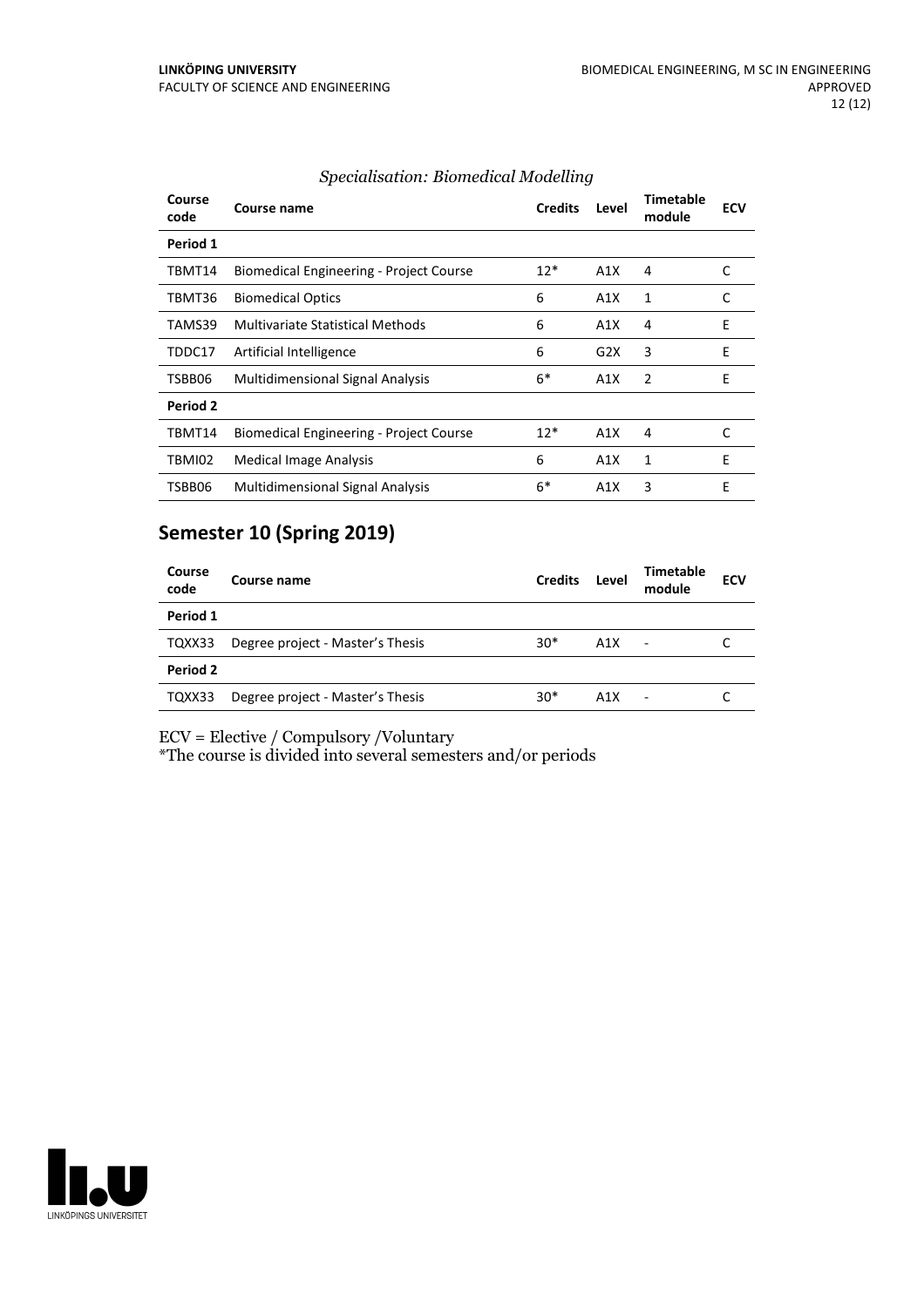*Specialisation: Biomedical Modelling*

| Course code | Course name | Credits | Level | Timetable module | ECV |
|---|---|---|---|---|---|
| **Period 1** | | | | | |
| TBMT14 | Biomedical Engineering - Project Course | 12* | A1X | 4 | C |
| TBMT36 | Biomedical Optics | 6 | A1X | 1 | C |
| TAMS39 | Multivariate Statistical Methods | 6 | A1X | 4 | E |
| TDDC17 | Artificial Intelligence | 6 | G2X | 3 | E |
| TSBB06 | Multidimensional Signal Analysis | 6* | A1X | 2 | E |
| **Period 2** | | | | | |
| TBMT14 | Biomedical Engineering - Project Course | 12* | A1X | 4 | C |
| TBMI02 | Medical Image Analysis | 6 | A1X | 1 | E |
| TSBB06 | Multidimensional Signal Analysis | 6* | A1X | 3 | E |

## Semester 10 (Spring 2019)

| Course code | Course name | Credits | Level | Timetable module | ECV |
|---|---|---|---|---|---|
| **Period 1** | | | | | |
| TQXX33 | Degree project - Master's Thesis | 30* | A1X | - | C |
| **Period 2** | | | | | |
| TQXX33 | Degree project - Master's Thesis | 30* | A1X | - | C |

ECV = Elective / Compulsory /Voluntary

*The course is divided into several semesters and/or periods